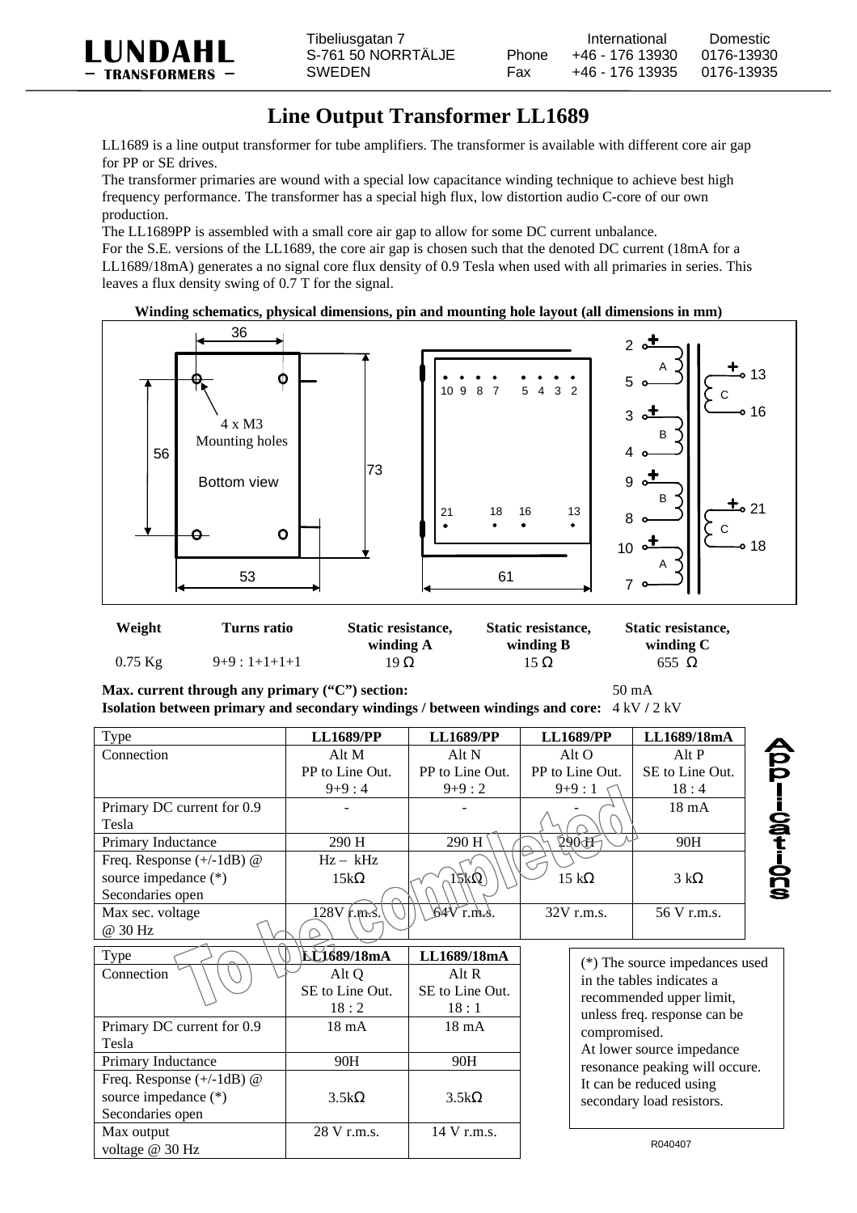LUNDAHL
— TRANSFORMERS —

Tibeliusgatan 7
S-761 50 NORRTÄLJE
SWEDEN

| | International | Domestic |
|---|---|---|
| Phone | +46 - 176 13930 | 0176-13930 |
| Fax | +46 - 176 13935 | 0176-13935 |

# Line Output Transformer LL1689

LL1689 is a line output transformer for tube amplifiers. The transformer is available with different core air gap for PP or SE drives.

The transformer primaries are wound with a special low capacitance winding technique to achieve best high frequency performance. The transformer has a special high flux, low distortion audio C-core of our own production.

The LL1689PP is assembled with a small core air gap to allow for some DC current unbalance.

For the S.E. versions of the LL1689, the core air gap is chosen such that the denoted DC current (18mA for a LL1689/18mA) generates a no signal core flux density of 0.9 Tesla when used with all primaries in series. This leaves a flux density swing of 0.7 T for the signal.

**Winding schematics, physical dimensions, pin and mounting hole layout (all dimensions in mm)**

36, 56, 73, 53, 61
4 x M3 Mounting holes
Bottom view
10 9 8 7 5 4 3 2
21 18 16 13
2, 5 (A); 3, 4 (B); 9, 8 (B); 10, 7 (A); 13, 16 (C); 21, 18 (C)

| Weight | Turns ratio | Static resistance, winding A | Static resistance, winding B | Static resistance, winding C |
|---|---|---|---|---|
| 0.75 Kg | 9+9 : 1+1+1+1 | 19 Ω | 15 Ω | 655 Ω |

**Max. current through any primary ("C") section:** 50 mA
**Isolation between primary and secondary windings / between windings and core:** 4 kV / 2 kV

| Type | LL1689/PP | LL1689/PP | LL1689/PP | LL1689/18mA |
|---|---|---|---|---|
| Connection | Alt M<br>PP to Line Out.<br>9+9 : 4 | Alt N<br>PP to Line Out.<br>9+9 : 2 | Alt O<br>PP to Line Out.<br>9+9 : 1 | Alt P<br>SE to Line Out.<br>18 : 4 |
| Primary DC current for 0.9 Tesla | - | - | - | 18 mA |
| Primary Inductance | 290 H | 290 H | 290 H | 90H |
| Freq. Response (+/-1dB) @ source impedance (*) Secondaries open | Hz – kHz<br>15kΩ | 15kΩ | 15 kΩ | 3 kΩ |
| Max sec. voltage @ 30 Hz | 128V r.m.s. | 64V r.m.s. | 32V r.m.s. | 56 V r.m.s. |

To be completed

Applications

| Type | LL1689/18mA | LL1689/18mA |
|---|---|---|
| Connection | Alt Q<br>SE to Line Out.<br>18 : 2 | Alt R<br>SE to Line Out.<br>18 : 1 |
| Primary DC current for 0.9 Tesla | 18 mA | 18 mA |
| Primary Inductance | 90H | 90H |
| Freq. Response (+/-1dB) @ source impedance (*) Secondaries open | 3.5kΩ | 3.5kΩ |
| Max output voltage @ 30 Hz | 28 V r.m.s. | 14 V r.m.s. |

(*) The source impedances used in the tables indicates a recommended upper limit, unless freq. response can be compromised.
At lower source impedance resonance peaking will occure. It can be reduced using secondary load resistors.

R040407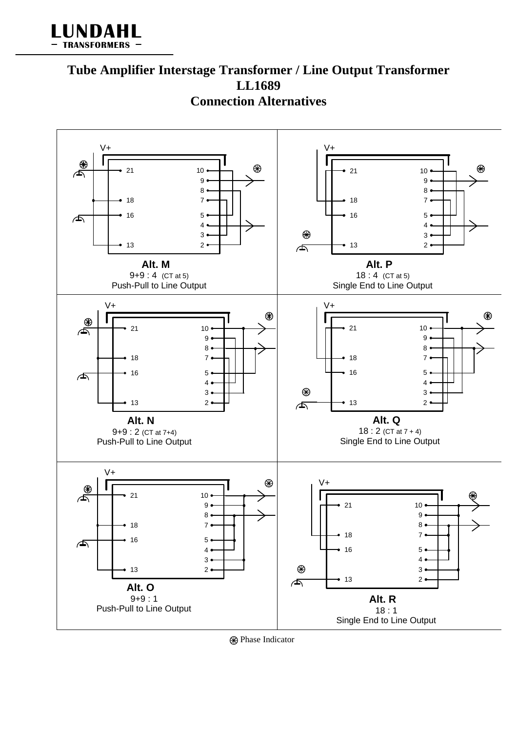LUNDAHL
– TRANSFORMERS –

# Tube Amplifier Interstage Transformer / Line Output Transformer
# LL1689
# Connection Alternatives

V+

21
18
16
13

10
9
8
7
5
4
3
2

**Alt. M**
9+9 : 4 (CT at 5)
Push-Pull to Line Output

**Alt. P**
18 : 4 (CT at 5)
Single End to Line Output

**Alt. N**
9+9 : 2 (CT at 7+4)
Push-Pull to Line Output

**Alt. Q**
18 : 2 (CT at 7 + 4)
Single End to Line Output

**Alt. O**
9+9 : 1
Push-Pull to Line Output

**Alt. R**
18 : 1
Single End to Line Output

⊛ Phase Indicator